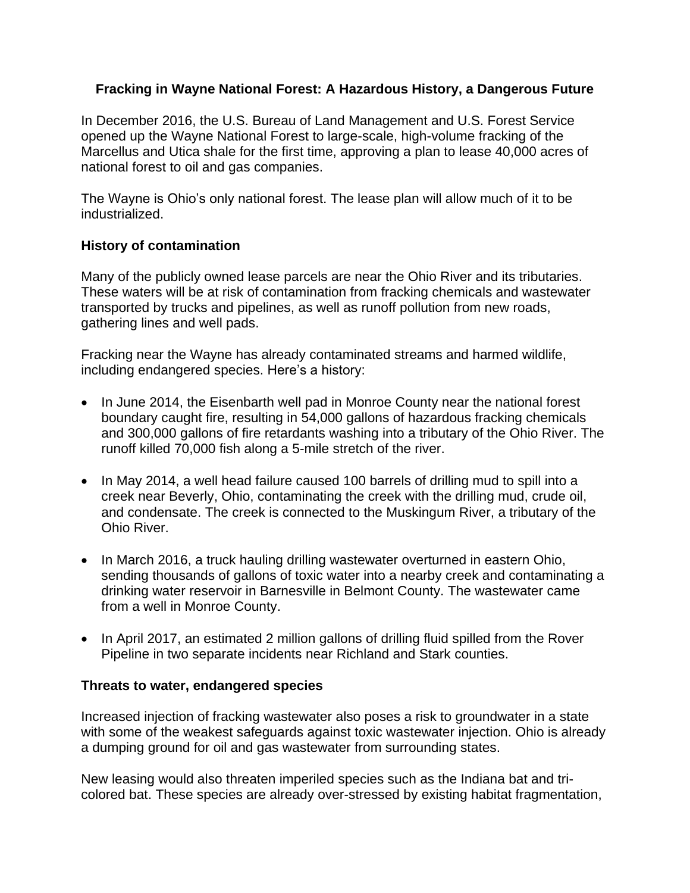# Fracking in Wayne National Forest: A Hazardous History, a Dangerous Future

In December 2016, the U.S. Bureau of Land Management and U.S. Forest Service opened up the Wayne National Forest to large-scale, high-volume fracking of the Marcellus and Utica shale for the first time, approving a plan to lease 40,000 acres of national forest to oil and gas companies.

The Wayne is Ohio's only national forest. The lease plan will allow much of it to be industrialized.

## History of contamination

Many of the publicly owned lease parcels are near the Ohio River and its tributaries. These waters will be at risk of contamination from fracking chemicals and wastewater transported by trucks and pipelines, as well as runoff pollution from new roads, gathering lines and well pads.

Fracking near the Wayne has already contaminated streams and harmed wildlife, including endangered species. Here's a history:

- In June 2014, the Eisenbarth well pad in Monroe County near the national forest boundary caught fire, resulting in 54,000 gallons of hazardous fracking chemicals and 300,000 gallons of fire retardants washing into a tributary of the Ohio River. The runoff killed 70,000 fish along a 5-mile stretch of the river.

- In May 2014, a well head failure caused 100 barrels of drilling mud to spill into a creek near Beverly, Ohio, contaminating the creek with the drilling mud, crude oil, and condensate. The creek is connected to the Muskingum River, a tributary of the Ohio River.

- In March 2016, a truck hauling drilling wastewater overturned in eastern Ohio, sending thousands of gallons of toxic water into a nearby creek and contaminating a drinking water reservoir in Barnesville in Belmont County. The wastewater came from a well in Monroe County.

- In April 2017, an estimated 2 million gallons of drilling fluid spilled from the Rover Pipeline in two separate incidents near Richland and Stark counties.

## Threats to water, endangered species

Increased injection of fracking wastewater also poses a risk to groundwater in a state with some of the weakest safeguards against toxic wastewater injection. Ohio is already a dumping ground for oil and gas wastewater from surrounding states.

New leasing would also threaten imperiled species such as the Indiana bat and tri-colored bat. These species are already over-stressed by existing habitat fragmentation,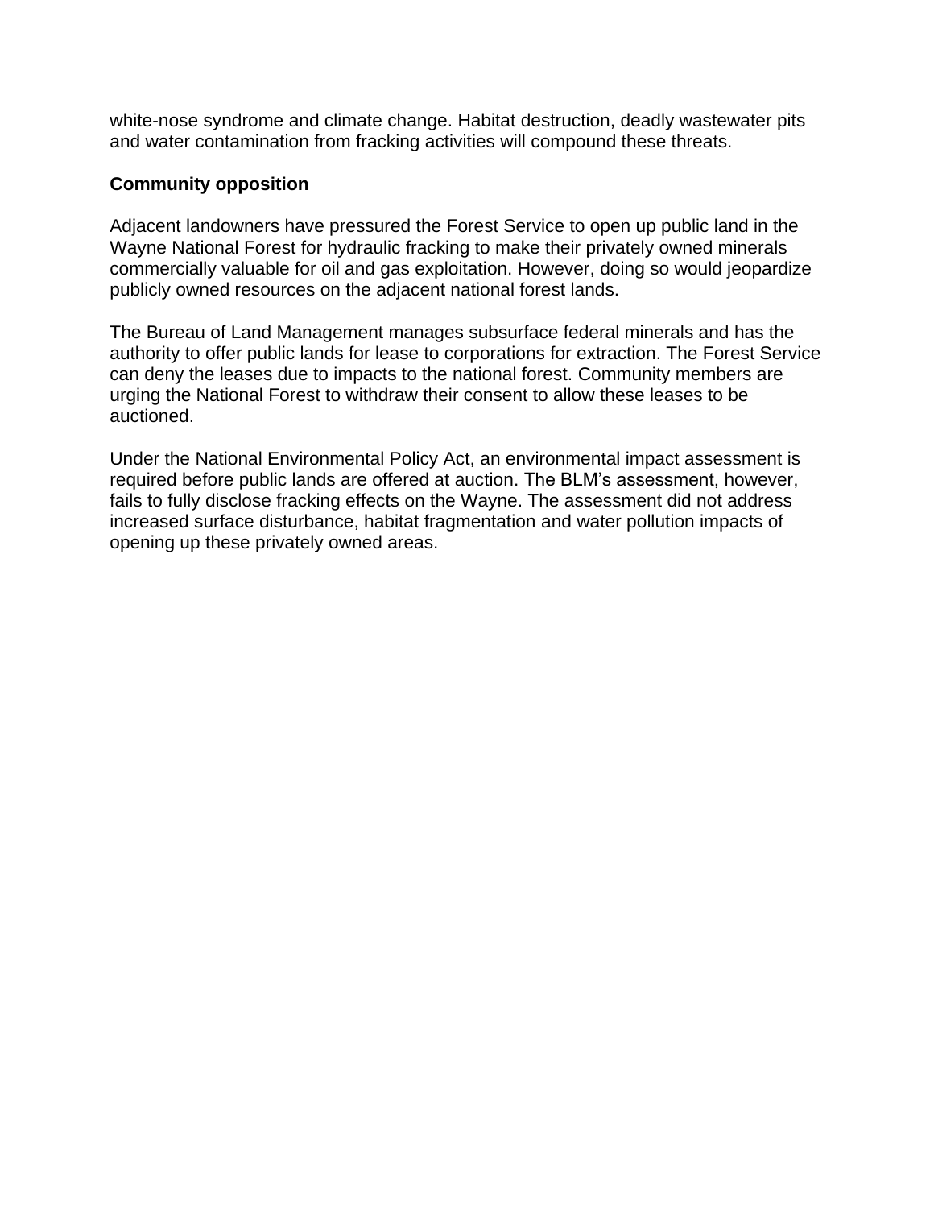white-nose syndrome and climate change. Habitat destruction, deadly wastewater pits and water contamination from fracking activities will compound these threats.

**Community opposition**

Adjacent landowners have pressured the Forest Service to open up public land in the Wayne National Forest for hydraulic fracking to make their privately owned minerals commercially valuable for oil and gas exploitation. However, doing so would jeopardize publicly owned resources on the adjacent national forest lands.

The Bureau of Land Management manages subsurface federal minerals and has the authority to offer public lands for lease to corporations for extraction. The Forest Service can deny the leases due to impacts to the national forest. Community members are urging the National Forest to withdraw their consent to allow these leases to be auctioned.

Under the National Environmental Policy Act, an environmental impact assessment is required before public lands are offered at auction. The BLM's assessment, however, fails to fully disclose fracking effects on the Wayne. The assessment did not address increased surface disturbance, habitat fragmentation and water pollution impacts of opening up these privately owned areas.